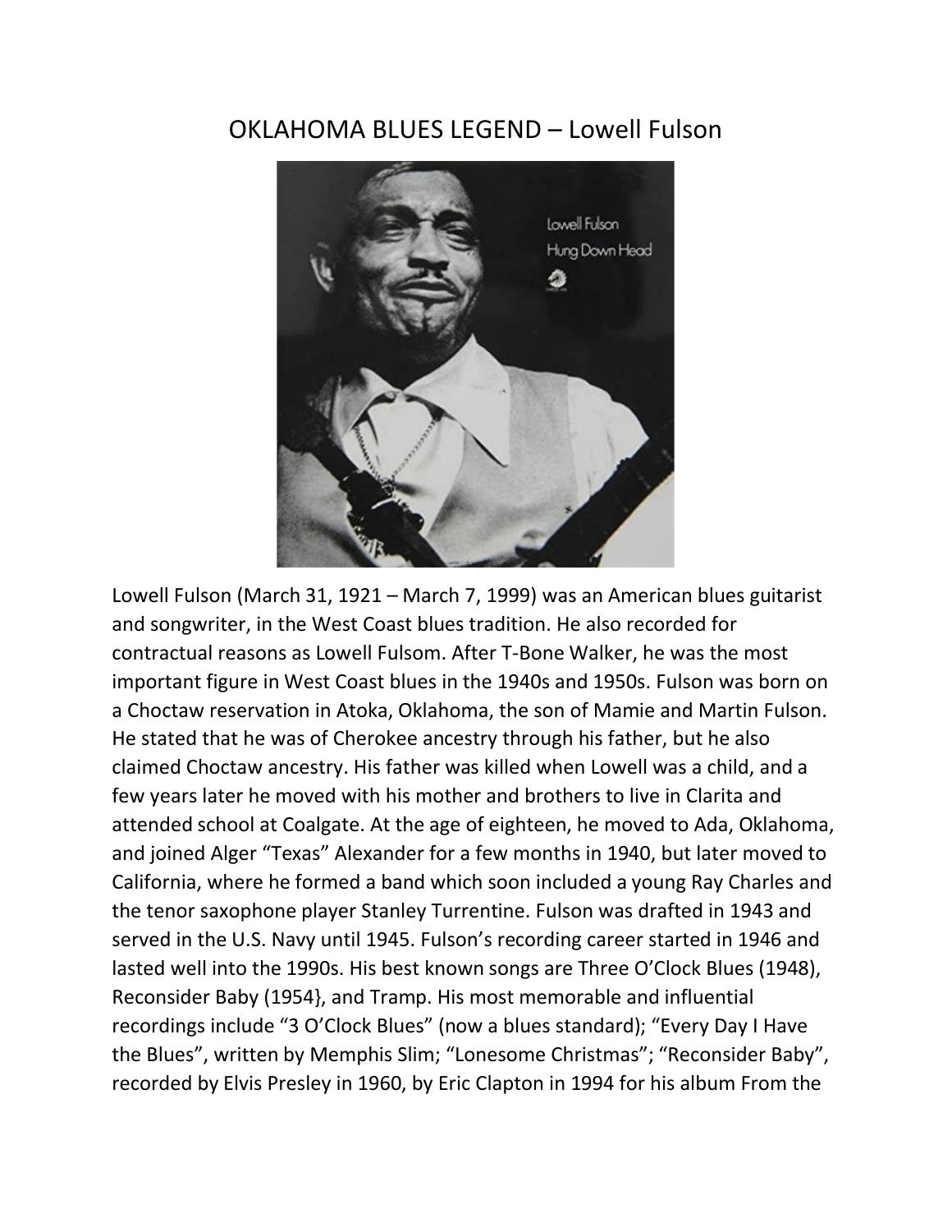# OKLAHOMA BLUES LEGEND – Lowell Fulson

Lowell Fulson (March 31, 1921 – March 7, 1999) was an American blues guitarist and songwriter, in the West Coast blues tradition. He also recorded for contractual reasons as Lowell Fulsom. After T-Bone Walker, he was the most important figure in West Coast blues in the 1940s and 1950s. Fulson was born on a Choctaw reservation in Atoka, Oklahoma, the son of Mamie and Martin Fulson. He stated that he was of Cherokee ancestry through his father, but he also claimed Choctaw ancestry. His father was killed when Lowell was a child, and a few years later he moved with his mother and brothers to live in Clarita and attended school at Coalgate. At the age of eighteen, he moved to Ada, Oklahoma, and joined Alger "Texas" Alexander for a few months in 1940, but later moved to California, where he formed a band which soon included a young Ray Charles and the tenor saxophone player Stanley Turrentine. Fulson was drafted in 1943 and served in the U.S. Navy until 1945. Fulson's recording career started in 1946 and lasted well into the 1990s. His best known songs are Three O'Clock Blues (1948), Reconsider Baby (1954}, and Tramp. His most memorable and influential recordings include "3 O'Clock Blues" (now a blues standard); "Every Day I Have the Blues", written by Memphis Slim; "Lonesome Christmas"; "Reconsider Baby", recorded by Elvis Presley in 1960, by Eric Clapton in 1994 for his album From the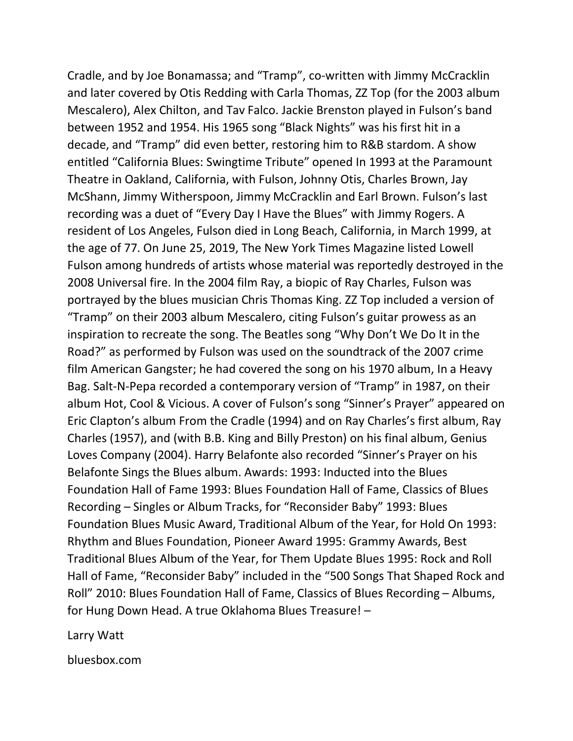Cradle, and by Joe Bonamassa; and “Tramp”, co-written with Jimmy McCracklin and later covered by Otis Redding with Carla Thomas, ZZ Top (for the 2003 album Mescalero), Alex Chilton, and Tav Falco. Jackie Brenston played in Fulson’s band between 1952 and 1954. His 1965 song “Black Nights” was his first hit in a decade, and “Tramp” did even better, restoring him to R&B stardom. A show entitled “California Blues: Swingtime Tribute” opened In 1993 at the Paramount Theatre in Oakland, California, with Fulson, Johnny Otis, Charles Brown, Jay McShann, Jimmy Witherspoon, Jimmy McCracklin and Earl Brown. Fulson’s last recording was a duet of “Every Day I Have the Blues” with Jimmy Rogers. A resident of Los Angeles, Fulson died in Long Beach, California, in March 1999, at the age of 77. On June 25, 2019, The New York Times Magazine listed Lowell Fulson among hundreds of artists whose material was reportedly destroyed in the 2008 Universal fire. In the 2004 film Ray, a biopic of Ray Charles, Fulson was portrayed by the blues musician Chris Thomas King. ZZ Top included a version of “Tramp” on their 2003 album Mescalero, citing Fulson’s guitar prowess as an inspiration to recreate the song. The Beatles song “Why Don’t We Do It in the Road?” as performed by Fulson was used on the soundtrack of the 2007 crime film American Gangster; he had covered the song on his 1970 album, In a Heavy Bag. Salt-N-Pepa recorded a contemporary version of “Tramp” in 1987, on their album Hot, Cool & Vicious. A cover of Fulson’s song “Sinner’s Prayer” appeared on Eric Clapton’s album From the Cradle (1994) and on Ray Charles’s first album, Ray Charles (1957), and (with B.B. King and Billy Preston) on his final album, Genius Loves Company (2004). Harry Belafonte also recorded “Sinner’s Prayer on his Belafonte Sings the Blues album. Awards: 1993: Inducted into the Blues Foundation Hall of Fame 1993: Blues Foundation Hall of Fame, Classics of Blues Recording – Singles or Album Tracks, for “Reconsider Baby” 1993: Blues Foundation Blues Music Award, Traditional Album of the Year, for Hold On 1993: Rhythm and Blues Foundation, Pioneer Award 1995: Grammy Awards, Best Traditional Blues Album of the Year, for Them Update Blues 1995: Rock and Roll Hall of Fame, “Reconsider Baby” included in the “500 Songs That Shaped Rock and Roll” 2010: Blues Foundation Hall of Fame, Classics of Blues Recording – Albums, for Hung Down Head. A true Oklahoma Blues Treasure! –

Larry Watt

bluesbox.com